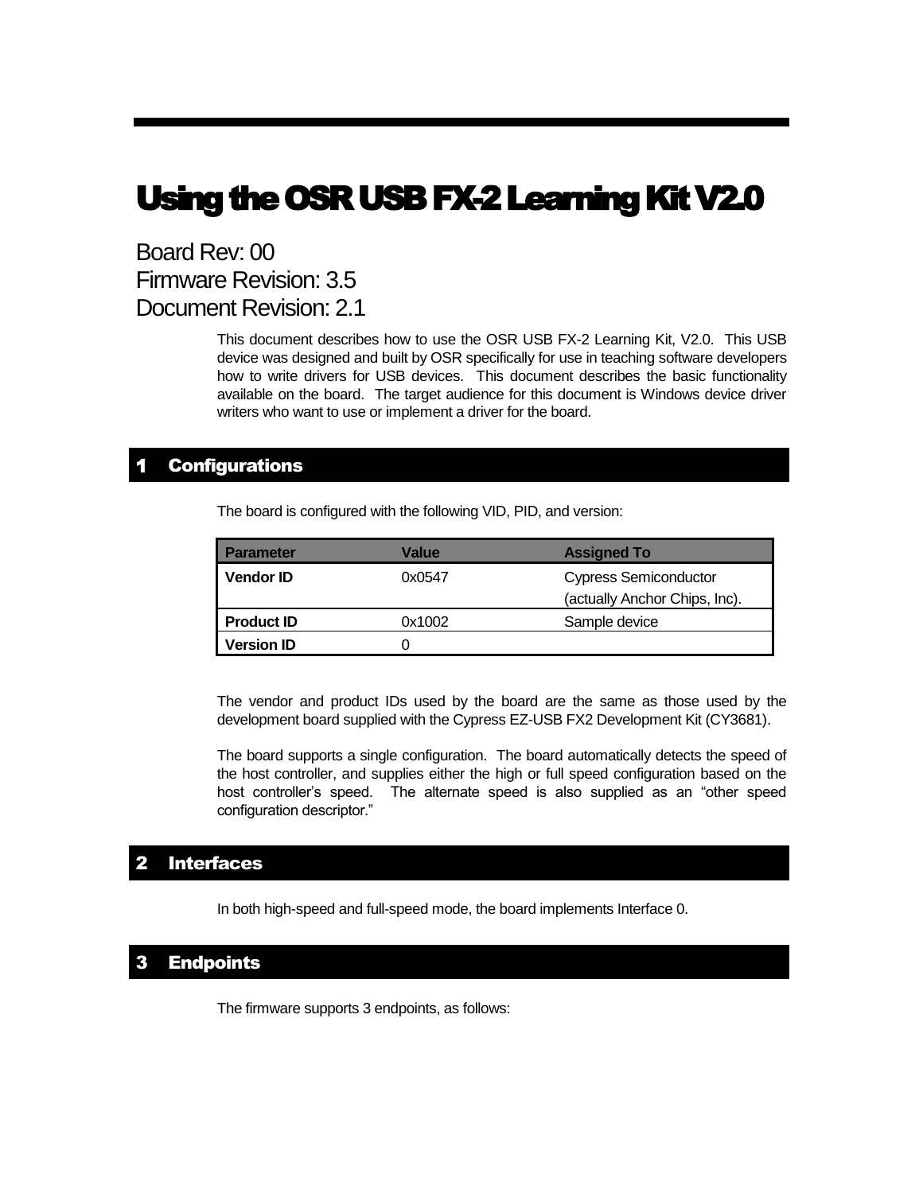# Using the OSR USB FX-2 Learning Kit V2.0

Board Rev: 00
Firmware Revision: 3.5
Document Revision: 2.1

This document describes how to use the OSR USB FX-2 Learning Kit, V2.0. This USB device was designed and built by OSR specifically for use in teaching software developers how to write drivers for USB devices. This document describes the basic functionality available on the board. The target audience for this document is Windows device driver writers who want to use or implement a driver for the board.

## 1 Configurations

The board is configured with the following VID, PID, and version:

| Parameter | Value | Assigned To |
|---|---|---|
| **Vendor ID** | 0x0547 | Cypress Semiconductor (actually Anchor Chips, Inc). |
| **Product ID** | 0x1002 | Sample device |
| **Version ID** | 0 | |

The vendor and product IDs used by the board are the same as those used by the development board supplied with the Cypress EZ-USB FX2 Development Kit (CY3681).

The board supports a single configuration. The board automatically detects the speed of the host controller, and supplies either the high or full speed configuration based on the host controller's speed. The alternate speed is also supplied as an "other speed configuration descriptor."

## 2 Interfaces

In both high-speed and full-speed mode, the board implements Interface 0.

## 3 Endpoints

The firmware supports 3 endpoints, as follows: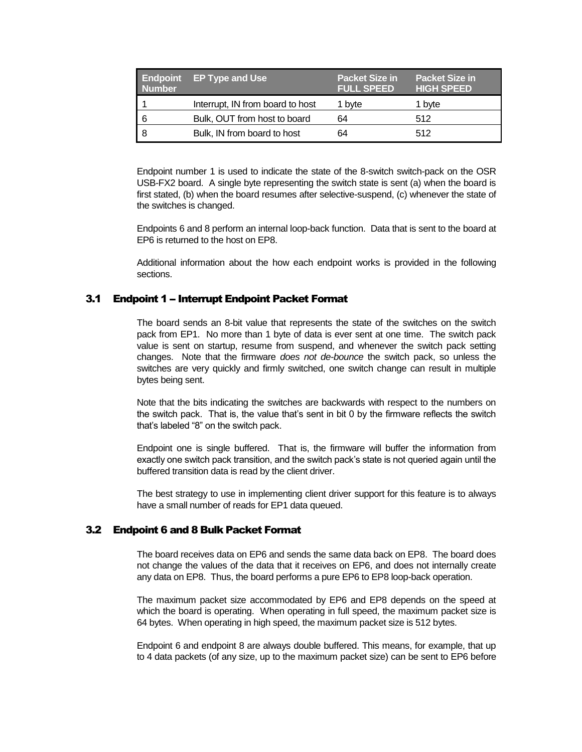| Endpoint Number | EP Type and Use | Packet Size in FULL SPEED | Packet Size in HIGH SPEED |
|---|---|---|---|
| 1 | Interrupt, IN from board to host | 1 byte | 1 byte |
| 6 | Bulk, OUT from host to board | 64 | 512 |
| 8 | Bulk, IN from board to host | 64 | 512 |

Endpoint number 1 is used to indicate the state of the 8-switch switch-pack on the OSR USB-FX2 board. A single byte representing the switch state is sent (a) when the board is first stated, (b) when the board resumes after selective-suspend, (c) whenever the state of the switches is changed.

Endpoints 6 and 8 perform an internal loop-back function. Data that is sent to the board at EP6 is returned to the host on EP8.

Additional information about the how each endpoint works is provided in the following sections.

## 3.1 Endpoint 1 – Interrupt Endpoint Packet Format

The board sends an 8-bit value that represents the state of the switches on the switch pack from EP1. No more than 1 byte of data is ever sent at one time. The switch pack value is sent on startup, resume from suspend, and whenever the switch pack setting changes. Note that the firmware *does not de-bounce* the switch pack, so unless the switches are very quickly and firmly switched, one switch change can result in multiple bytes being sent.

Note that the bits indicating the switches are backwards with respect to the numbers on the switch pack. That is, the value that's sent in bit 0 by the firmware reflects the switch that's labeled "8" on the switch pack.

Endpoint one is single buffered. That is, the firmware will buffer the information from exactly one switch pack transition, and the switch pack's state is not queried again until the buffered transition data is read by the client driver.

The best strategy to use in implementing client driver support for this feature is to always have a small number of reads for EP1 data queued.

## 3.2 Endpoint 6 and 8 Bulk Packet Format

The board receives data on EP6 and sends the same data back on EP8. The board does not change the values of the data that it receives on EP6, and does not internally create any data on EP8. Thus, the board performs a pure EP6 to EP8 loop-back operation.

The maximum packet size accommodated by EP6 and EP8 depends on the speed at which the board is operating. When operating in full speed, the maximum packet size is 64 bytes. When operating in high speed, the maximum packet size is 512 bytes.

Endpoint 6 and endpoint 8 are always double buffered. This means, for example, that up to 4 data packets (of any size, up to the maximum packet size) can be sent to EP6 before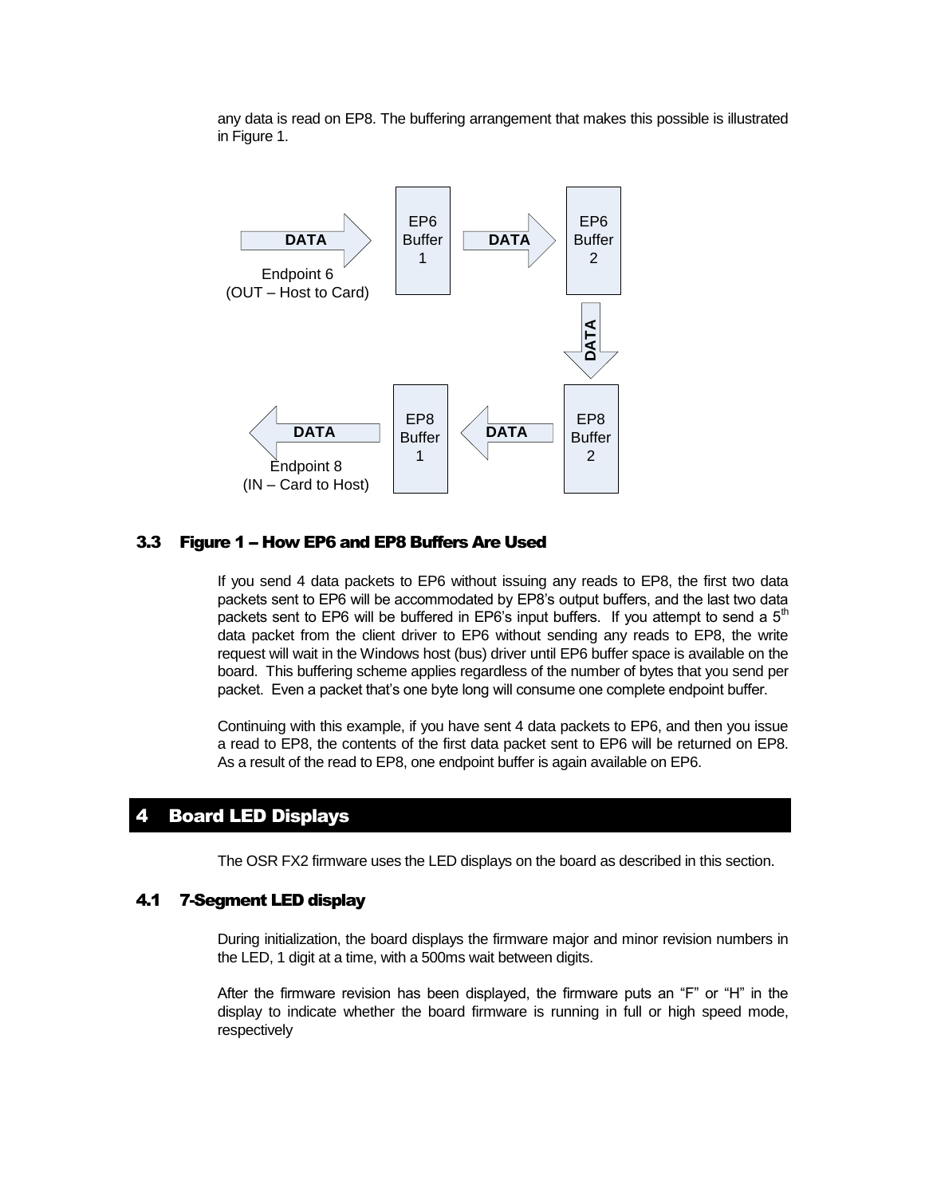any data is read on EP8. The buffering arrangement that makes this possible is illustrated in Figure 1.

### 3.3 Figure 1 – How EP6 and EP8 Buffers Are Used

If you send 4 data packets to EP6 without issuing any reads to EP8, the first two data packets sent to EP6 will be accommodated by EP8's output buffers, and the last two data packets sent to EP6 will be buffered in EP6's input buffers. If you attempt to send a 5th data packet from the client driver to EP6 without sending any reads to EP8, the write request will wait in the Windows host (bus) driver until EP6 buffer space is available on the board. This buffering scheme applies regardless of the number of bytes that you send per packet. Even a packet that's one byte long will consume one complete endpoint buffer.

Continuing with this example, if you have sent 4 data packets to EP6, and then you issue a read to EP8, the contents of the first data packet sent to EP6 will be returned on EP8. As a result of the read to EP8, one endpoint buffer is again available on EP6.

## 4 Board LED Displays

The OSR FX2 firmware uses the LED displays on the board as described in this section.

### 4.1 7-Segment LED display

During initialization, the board displays the firmware major and minor revision numbers in the LED, 1 digit at a time, with a 500ms wait between digits.

After the firmware revision has been displayed, the firmware puts an "F" or "H" in the display to indicate whether the board firmware is running in full or high speed mode, respectively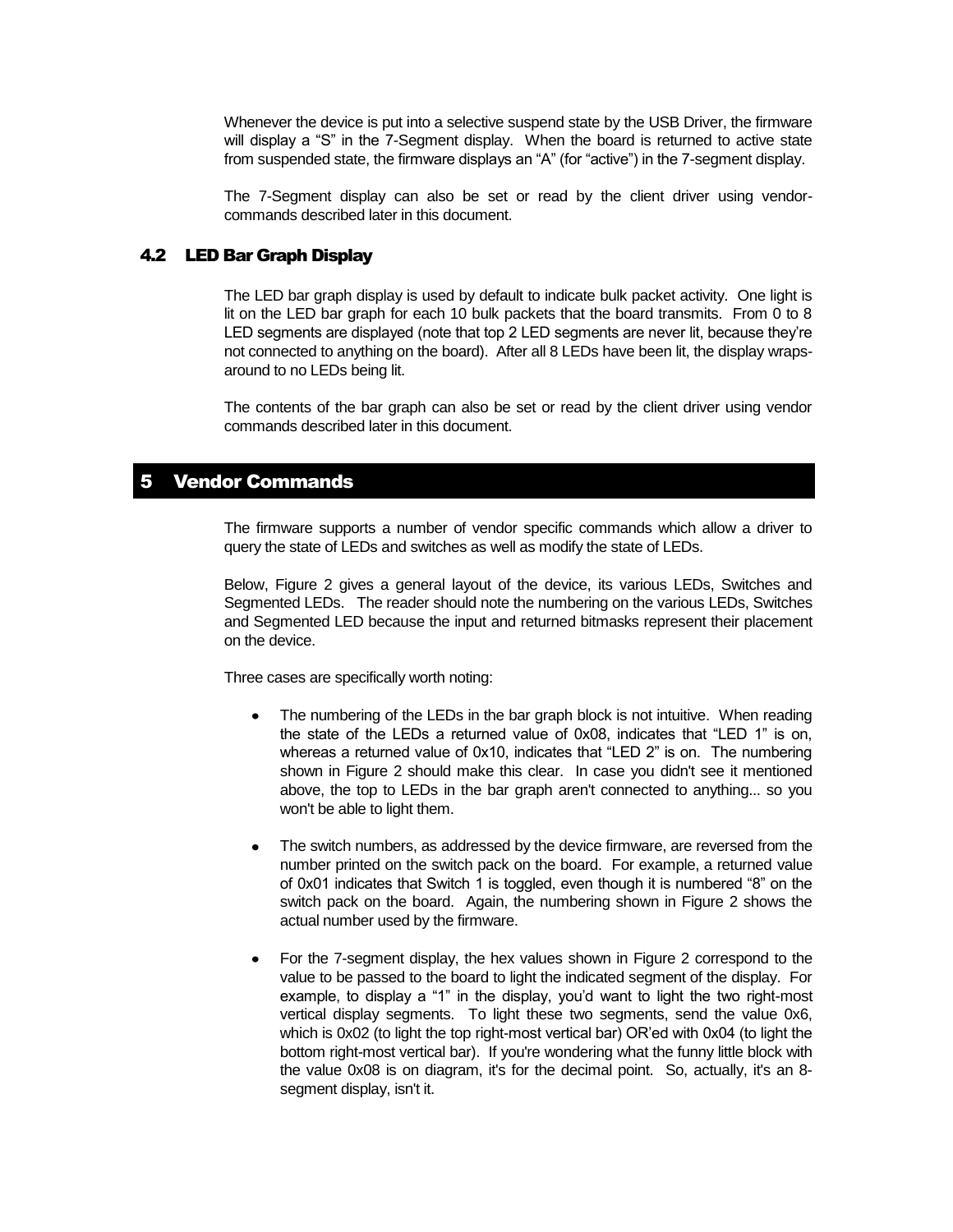Whenever the device is put into a selective suspend state by the USB Driver, the firmware will display a "S" in the 7-Segment display. When the board is returned to active state from suspended state, the firmware displays an "A" (for "active") in the 7-segment display.

The 7-Segment display can also be set or read by the client driver using vendor-commands described later in this document.

### 4.2 LED Bar Graph Display

The LED bar graph display is used by default to indicate bulk packet activity. One light is lit on the LED bar graph for each 10 bulk packets that the board transmits. From 0 to 8 LED segments are displayed (note that top 2 LED segments are never lit, because they're not connected to anything on the board). After all 8 LEDs have been lit, the display wraps-around to no LEDs being lit.

The contents of the bar graph can also be set or read by the client driver using vendor commands described later in this document.

## 5 Vendor Commands

The firmware supports a number of vendor specific commands which allow a driver to query the state of LEDs and switches as well as modify the state of LEDs.

Below, Figure 2 gives a general layout of the device, its various LEDs, Switches and Segmented LEDs. The reader should note the numbering on the various LEDs, Switches and Segmented LED because the input and returned bitmasks represent their placement on the device.

Three cases are specifically worth noting:

- The numbering of the LEDs in the bar graph block is not intuitive. When reading the state of the LEDs a returned value of 0x08, indicates that "LED 1" is on, whereas a returned value of 0x10, indicates that "LED 2" is on. The numbering shown in Figure 2 should make this clear. In case you didn't see it mentioned above, the top to LEDs in the bar graph aren't connected to anything... so you won't be able to light them.

- The switch numbers, as addressed by the device firmware, are reversed from the number printed on the switch pack on the board. For example, a returned value of 0x01 indicates that Switch 1 is toggled, even though it is numbered "8" on the switch pack on the board. Again, the numbering shown in Figure 2 shows the actual number used by the firmware.

- For the 7-segment display, the hex values shown in Figure 2 correspond to the value to be passed to the board to light the indicated segment of the display. For example, to display a "1" in the display, you'd want to light the two right-most vertical display segments. To light these two segments, send the value 0x6, which is 0x02 (to light the top right-most vertical bar) OR'ed with 0x04 (to light the bottom right-most vertical bar). If you're wondering what the funny little block with the value 0x08 is on diagram, it's for the decimal point. So, actually, it's an 8-segment display, isn't it.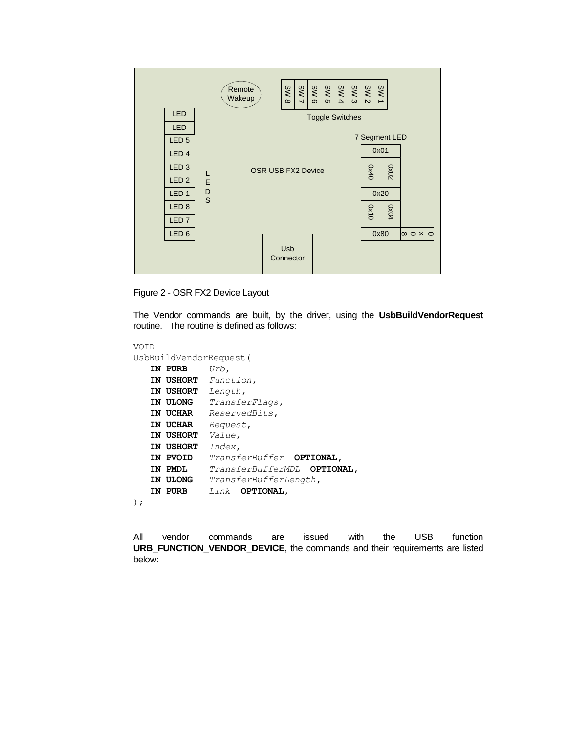Remote Wakeup

SW 8 SW 7 SW 6 SW 5 SW 4 SW 3 SW 2 SW 1

Toggle Switches

LED
LED
LED 5
LED 4
LED 3
LED 2
LED 1
LED 8
LED 7
LED 6

LEDS

OSR USB FX2 Device

7 Segment LED

0x01
0x40 0x02
0x20
0x10 0x04
0x80 0x08

Usb Connector

Figure 2 - OSR FX2 Device Layout

The Vendor commands are built, by the driver, using the **UsbBuildVendorRequest** routine. The routine is defined as follows:

```
VOID
UsbBuildVendorRequest(
   IN PURB     Urb,
   IN USHORT   Function,
   IN USHORT   Length,
   IN ULONG    TransferFlags,
   IN UCHAR    ReservedBits,
   IN UCHAR    Request,
   IN USHORT   Value,
   IN USHORT   Index,
   IN PVOID    TransferBuffer  OPTIONAL,
   IN PMDL     TransferBufferMDL  OPTIONAL,
   IN ULONG    TransferBufferLength,
   IN PURB     Link  OPTIONAL,
);
```

All vendor commands are issued with the USB function **URB_FUNCTION_VENDOR_DEVICE**, the commands and their requirements are listed below: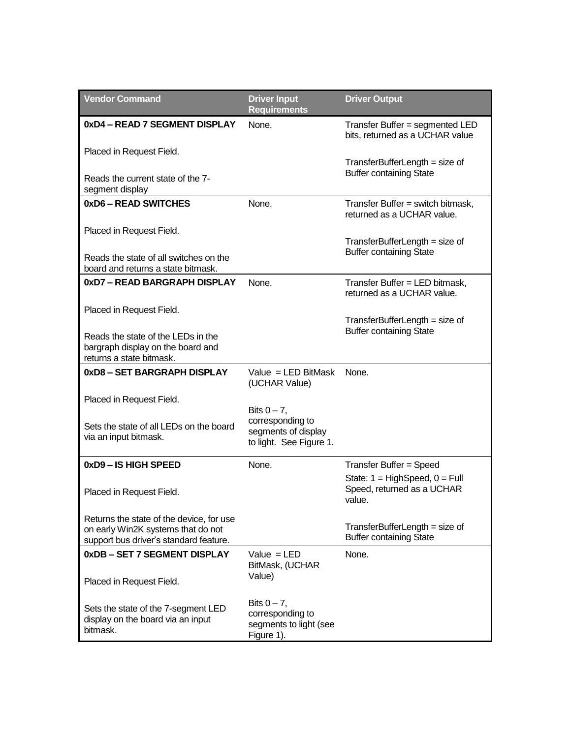| Vendor Command | Driver Input Requirements | Driver Output |
|---|---|---|
| **0xD4 – READ 7 SEGMENT DISPLAY**<br><br>Placed in Request Field.<br><br>Reads the current state of the 7-segment display | None. | Transfer Buffer = segmented LED bits, returned as a UCHAR value<br><br>TransferBufferLength = size of Buffer containing State |
| **0xD6 – READ SWITCHES**<br><br>Placed in Request Field.<br><br>Reads the state of all switches on the board and returns a state bitmask. | None. | Transfer Buffer = switch bitmask, returned as a UCHAR value.<br><br>TransferBufferLength = size of Buffer containing State |
| **0xD7 – READ BARGRAPH DISPLAY**<br><br>Placed in Request Field.<br><br>Reads the state of the LEDs in the bargraph display on the board and returns a state bitmask. | None. | Transfer Buffer = LED bitmask, returned as a UCHAR value.<br><br>TransferBufferLength = size of Buffer containing State |
| **0xD8 – SET BARGRAPH DISPLAY**<br><br>Placed in Request Field.<br><br>Sets the state of all LEDs on the board via an input bitmask. | Value = LED BitMask (UCHAR Value)<br><br>Bits 0 – 7, corresponding to segments of display to light. See Figure 1. | None. |
| **0xD9 – IS HIGH SPEED**<br><br>Placed in Request Field.<br><br>Returns the state of the device, for use on early Win2K systems that do not support bus driver's standard feature. | None. | Transfer Buffer = Speed State: 1 = HighSpeed, 0 = Full Speed, returned as a UCHAR value.<br><br>TransferBufferLength = size of Buffer containing State |
| **0xDB – SET 7 SEGMENT DISPLAY**<br><br>Placed in Request Field.<br><br>Sets the state of the 7-segment LED display on the board via an input bitmask. | Value = LED BitMask, (UCHAR Value)<br><br>Bits 0 – 7, corresponding to segments to light (see Figure 1). | None. |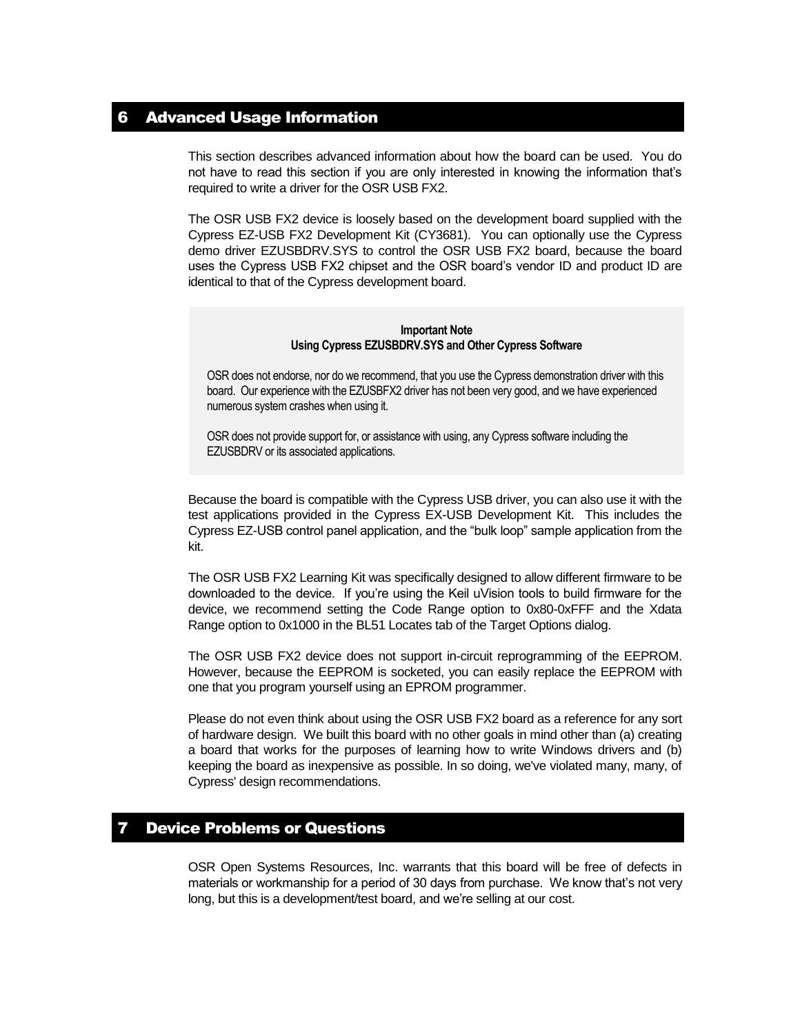## 6 Advanced Usage Information

This section describes advanced information about how the board can be used. You do not have to read this section if you are only interested in knowing the information that's required to write a driver for the OSR USB FX2.

The OSR USB FX2 device is loosely based on the development board supplied with the Cypress EZ-USB FX2 Development Kit (CY3681). You can optionally use the Cypress demo driver EZUSBDRV.SYS to control the OSR USB FX2 board, because the board uses the Cypress USB FX2 chipset and the OSR board's vendor ID and product ID are identical to that of the Cypress development board.

> **Important Note**
> **Using Cypress EZUSBDRV.SYS and Other Cypress Software**
>
> OSR does not endorse, nor do we recommend, that you use the Cypress demonstration driver with this board. Our experience with the EZUSBFX2 driver has not been very good, and we have experienced numerous system crashes when using it.
>
> OSR does not provide support for, or assistance with using, any Cypress software including the EZUSBDRV or its associated applications.

Because the board is compatible with the Cypress USB driver, you can also use it with the test applications provided in the Cypress EX-USB Development Kit. This includes the Cypress EZ-USB control panel application, and the "bulk loop" sample application from the kit.

The OSR USB FX2 Learning Kit was specifically designed to allow different firmware to be downloaded to the device. If you're using the Keil uVision tools to build firmware for the device, we recommend setting the Code Range option to 0x80-0xFFF and the Xdata Range option to 0x1000 in the BL51 Locates tab of the Target Options dialog.

The OSR USB FX2 device does not support in-circuit reprogramming of the EEPROM. However, because the EEPROM is socketed, you can easily replace the EEPROM with one that you program yourself using an EPROM programmer.

Please do not even think about using the OSR USB FX2 board as a reference for any sort of hardware design. We built this board with no other goals in mind other than (a) creating a board that works for the purposes of learning how to write Windows drivers and (b) keeping the board as inexpensive as possible. In so doing, we've violated many, many, of Cypress' design recommendations.

## 7 Device Problems or Questions

OSR Open Systems Resources, Inc. warrants that this board will be free of defects in materials or workmanship for a period of 30 days from purchase. We know that's not very long, but this is a development/test board, and we're selling at our cost.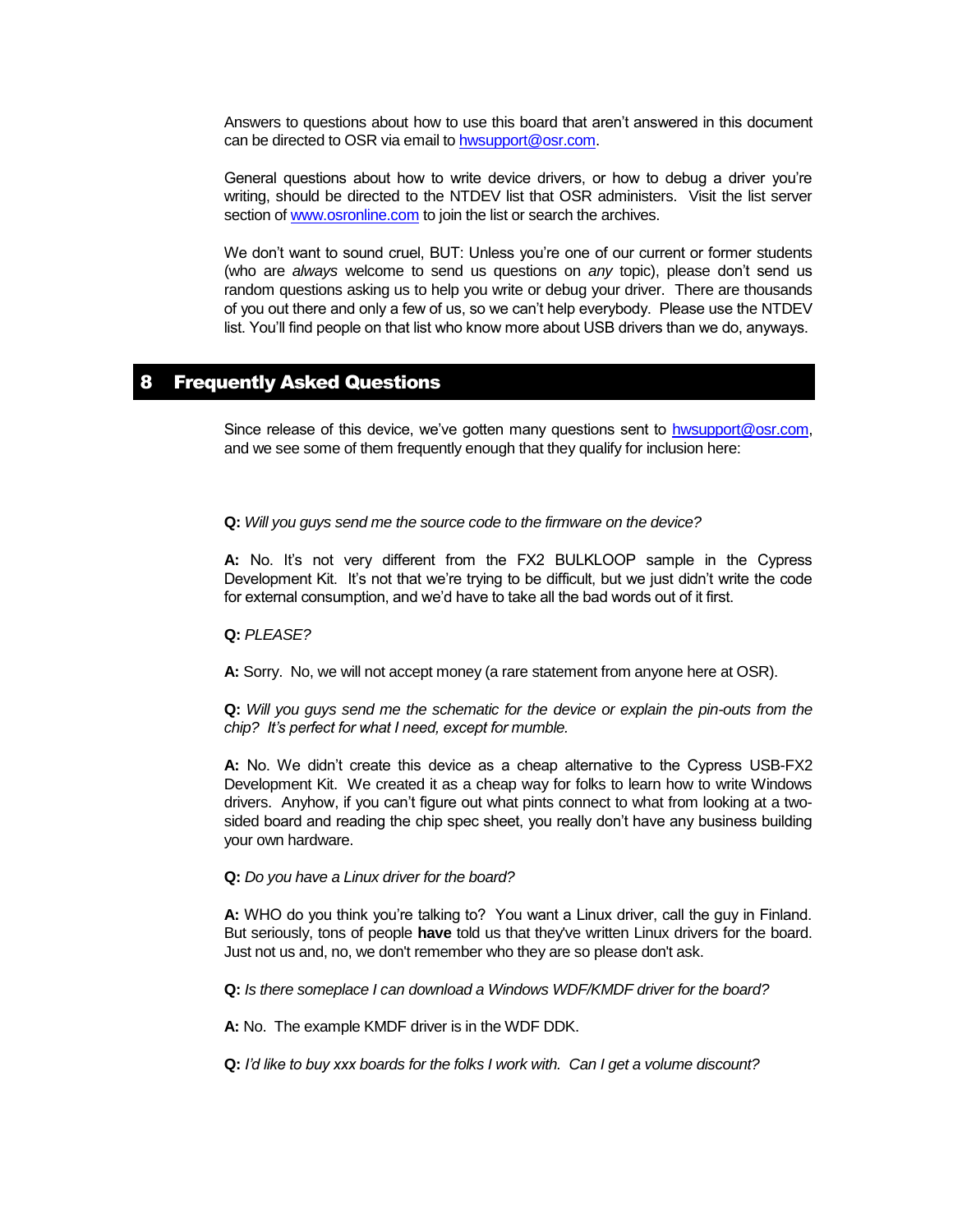Answers to questions about how to use this board that aren't answered in this document can be directed to OSR via email to hwsupport@osr.com.

General questions about how to write device drivers, or how to debug a driver you're writing, should be directed to the NTDEV list that OSR administers. Visit the list server section of www.osronline.com to join the list or search the archives.

We don't want to sound cruel, BUT: Unless you're one of our current or former students (who are *always* welcome to send us questions on *any* topic), please don't send us random questions asking us to help you write or debug your driver. There are thousands of you out there and only a few of us, so we can't help everybody. Please use the NTDEV list. You'll find people on that list who know more about USB drivers than we do, anyways.

# 8 Frequently Asked Questions

Since release of this device, we've gotten many questions sent to hwsupport@osr.com, and we see some of them frequently enough that they qualify for inclusion here:

**Q:** *Will you guys send me the source code to the firmware on the device?*

**A:** No. It's not very different from the FX2 BULKLOOP sample in the Cypress Development Kit. It's not that we're trying to be difficult, but we just didn't write the code for external consumption, and we'd have to take all the bad words out of it first.

**Q:** *PLEASE?*

**A:** Sorry. No, we will not accept money (a rare statement from anyone here at OSR).

**Q:** *Will you guys send me the schematic for the device or explain the pin-outs from the chip? It's perfect for what I need, except for mumble.*

**A:** No. We didn't create this device as a cheap alternative to the Cypress USB-FX2 Development Kit. We created it as a cheap way for folks to learn how to write Windows drivers. Anyhow, if you can't figure out what pints connect to what from looking at a two-sided board and reading the chip spec sheet, you really don't have any business building your own hardware.

**Q:** *Do you have a Linux driver for the board?*

**A:** WHO do you think you're talking to? You want a Linux driver, call the guy in Finland. But seriously, tons of people **have** told us that they've written Linux drivers for the board. Just not us and, no, we don't remember who they are so please don't ask.

**Q:** *Is there someplace I can download a Windows WDF/KMDF driver for the board?*

**A:** No. The example KMDF driver is in the WDF DDK.

**Q:** *I'd like to buy xxx boards for the folks I work with. Can I get a volume discount?*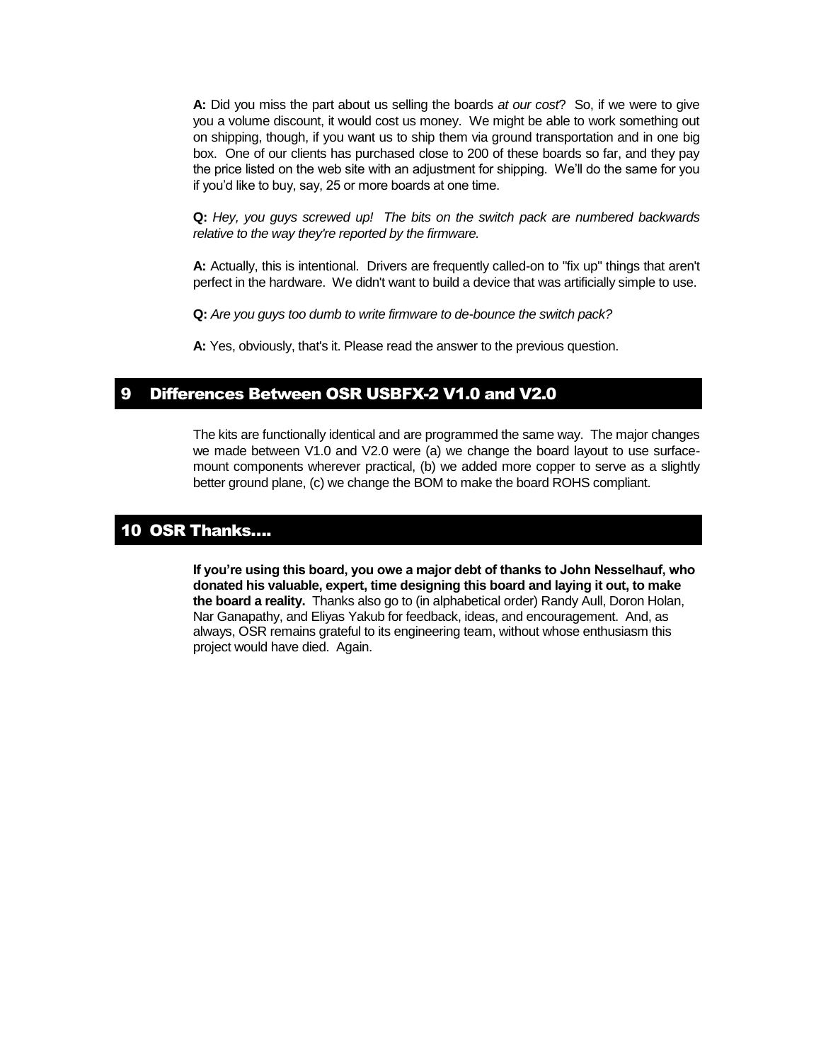**A:** Did you miss the part about us selling the boards *at our cost*? So, if we were to give you a volume discount, it would cost us money. We might be able to work something out on shipping, though, if you want us to ship them via ground transportation and in one big box. One of our clients has purchased close to 200 of these boards so far, and they pay the price listed on the web site with an adjustment for shipping. We'll do the same for you if you'd like to buy, say, 25 or more boards at one time.

**Q:** *Hey, you guys screwed up! The bits on the switch pack are numbered backwards relative to the way they're reported by the firmware.*

**A:** Actually, this is intentional. Drivers are frequently called-on to "fix up" things that aren't perfect in the hardware. We didn't want to build a device that was artificially simple to use.

**Q:** *Are you guys too dumb to write firmware to de-bounce the switch pack?*

**A:** Yes, obviously, that's it. Please read the answer to the previous question.

# 9 Differences Between OSR USBFX-2 V1.0 and V2.0

The kits are functionally identical and are programmed the same way. The major changes we made between V1.0 and V2.0 were (a) we change the board layout to use surface-mount components wherever practical, (b) we added more copper to serve as a slightly better ground plane, (c) we change the BOM to make the board ROHS compliant.

# 10 OSR Thanks….

**If you're using this board, you owe a major debt of thanks to John Nesselhauf, who donated his valuable, expert, time designing this board and laying it out, to make the board a reality.** Thanks also go to (in alphabetical order) Randy Aull, Doron Holan, Nar Ganapathy, and Eliyas Yakub for feedback, ideas, and encouragement. And, as always, OSR remains grateful to its engineering team, without whose enthusiasm this project would have died. Again.